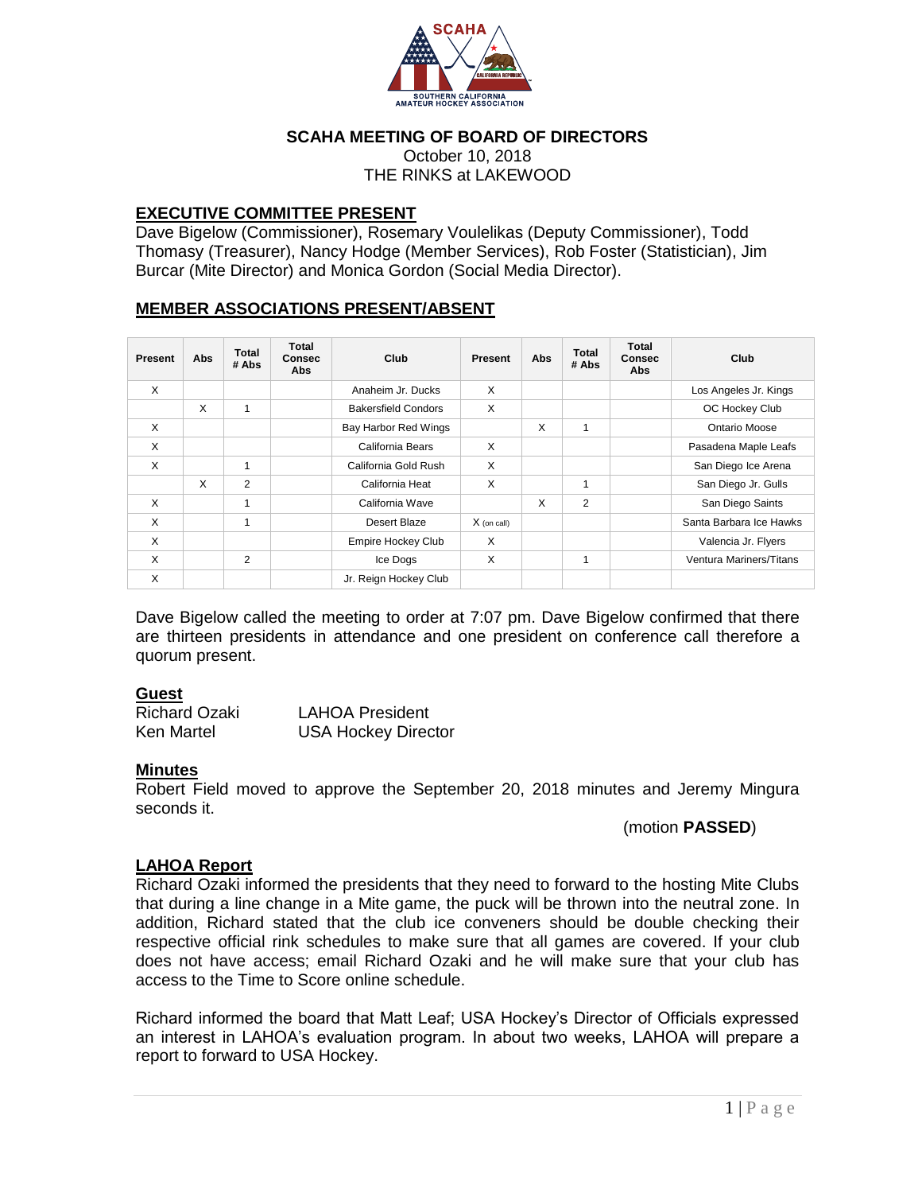# SCAHA MEETING OF BOARD OF DIRECTORS

October 10, 2018
THE RINKS at LAKEWOOD

## EXECUTIVE COMMITTEE PRESENT

Dave Bigelow (Commissioner), Rosemary Voulelikas (Deputy Commissioner), Todd Thomasy (Treasurer), Nancy Hodge (Member Services), Rob Foster (Statistician), Jim Burcar (Mite Director) and Monica Gordon (Social Media Director).

## MEMBER ASSOCIATIONS PRESENT/ABSENT

| Present | Abs | Total # Abs | Total Consec Abs | Club | Present | Abs | Total # Abs | Total Consec Abs | Club |
|---|---|---|---|---|---|---|---|---|---|
| X | | | | Anaheim Jr. Ducks | X | | | | Los Angeles Jr. Kings |
| | X | 1 | | Bakersfield Condors | X | | | | OC Hockey Club |
| X | | | | Bay Harbor Red Wings | | X | 1 | | Ontario Moose |
| X | | | | California Bears | X | | | | Pasadena Maple Leafs |
| X | | 1 | | California Gold Rush | X | | | | San Diego Ice Arena |
| | X | 2 | | California Heat | X | | 1 | | San Diego Jr. Gulls |
| X | | 1 | | California Wave | | X | 2 | | San Diego Saints |
| X | | 1 | | Desert Blaze | X (on call) | | | | Santa Barbara Ice Hawks |
| X | | | | Empire Hockey Club | X | | | | Valencia Jr. Flyers |
| X | | 2 | | Ice Dogs | X | | 1 | | Ventura Mariners/Titans |
| X | | | | Jr. Reign Hockey Club | | | | | |

Dave Bigelow called the meeting to order at 7:07 pm. Dave Bigelow confirmed that there are thirteen presidents in attendance and one president on conference call therefore a quorum present.

### Guest

| | |
|---|---|
| Richard Ozaki | LAHOA President |
| Ken Martel | USA Hockey Director |

### Minutes

Robert Field moved to approve the September 20, 2018 minutes and Jeremy Mingura seconds it.

(motion **PASSED**)

### LAHOA Report

Richard Ozaki informed the presidents that they need to forward to the hosting Mite Clubs that during a line change in a Mite game, the puck will be thrown into the neutral zone. In addition, Richard stated that the club ice conveners should be double checking their respective official rink schedules to make sure that all games are covered. If your club does not have access; email Richard Ozaki and he will make sure that your club has access to the Time to Score online schedule.

Richard informed the board that Matt Leaf; USA Hockey's Director of Officials expressed an interest in LAHOA's evaluation program. In about two weeks, LAHOA will prepare a report to forward to USA Hockey.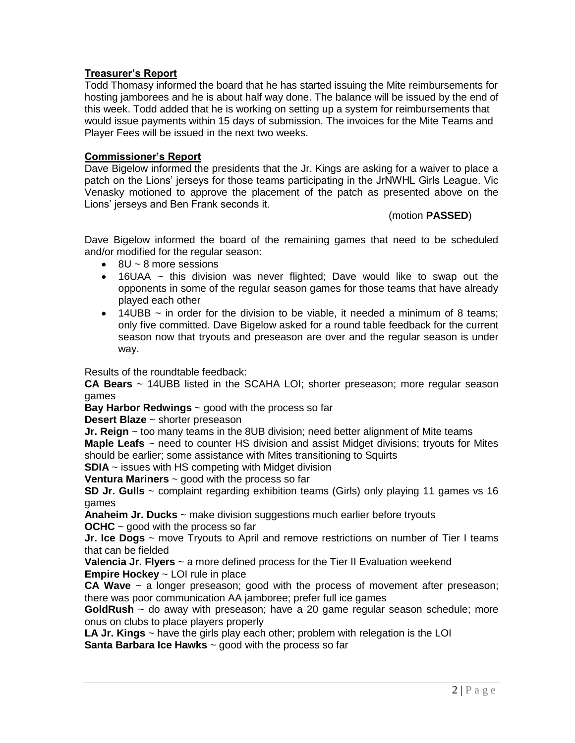## Treasurer's Report

Todd Thomasy informed the board that he has started issuing the Mite reimbursements for hosting jamborees and he is about half way done. The balance will be issued by the end of this week. Todd added that he is working on setting up a system for reimbursements that would issue payments within 15 days of submission. The invoices for the Mite Teams and Player Fees will be issued in the next two weeks.

## Commissioner's Report

Dave Bigelow informed the presidents that the Jr. Kings are asking for a waiver to place a patch on the Lions' jerseys for those teams participating in the JrNWHL Girls League. Vic Venasky motioned to approve the placement of the patch as presented above on the Lions' jerseys and Ben Frank seconds it.

(motion **PASSED**)

Dave Bigelow informed the board of the remaining games that need to be scheduled and/or modified for the regular season:

- 8U ~ 8 more sessions
- 16UAA ~ this division was never flighted; Dave would like to swap out the opponents in some of the regular season games for those teams that have already played each other
- 14UBB ~ in order for the division to be viable, it needed a minimum of 8 teams; only five committed. Dave Bigelow asked for a round table feedback for the current season now that tryouts and preseason are over and the regular season is under way.

Results of the roundtable feedback:

**CA Bears** ~ 14UBB listed in the SCAHA LOI; shorter preseason; more regular season games

**Bay Harbor Redwings** ~ good with the process so far

**Desert Blaze** ~ shorter preseason

**Jr. Reign** ~ too many teams in the 8UB division; need better alignment of Mite teams

**Maple Leafs** ~ need to counter HS division and assist Midget divisions; tryouts for Mites should be earlier; some assistance with Mites transitioning to Squirts

**SDIA** ~ issues with HS competing with Midget division

**Ventura Mariners** ~ good with the process so far

**SD Jr. Gulls** ~ complaint regarding exhibition teams (Girls) only playing 11 games vs 16 games

**Anaheim Jr. Ducks** ~ make division suggestions much earlier before tryouts

**OCHC** ~ good with the process so far

**Jr. Ice Dogs** ~ move Tryouts to April and remove restrictions on number of Tier I teams that can be fielded

**Valencia Jr. Flyers** ~ a more defined process for the Tier II Evaluation weekend

**Empire Hockey** ~ LOI rule in place

**CA Wave** ~ a longer preseason; good with the process of movement after preseason; there was poor communication AA jamboree; prefer full ice games

**GoldRush** ~ do away with preseason; have a 20 game regular season schedule; more onus on clubs to place players properly

**LA Jr. Kings** ~ have the girls play each other; problem with relegation is the LOI

**Santa Barbara Ice Hawks** ~ good with the process so far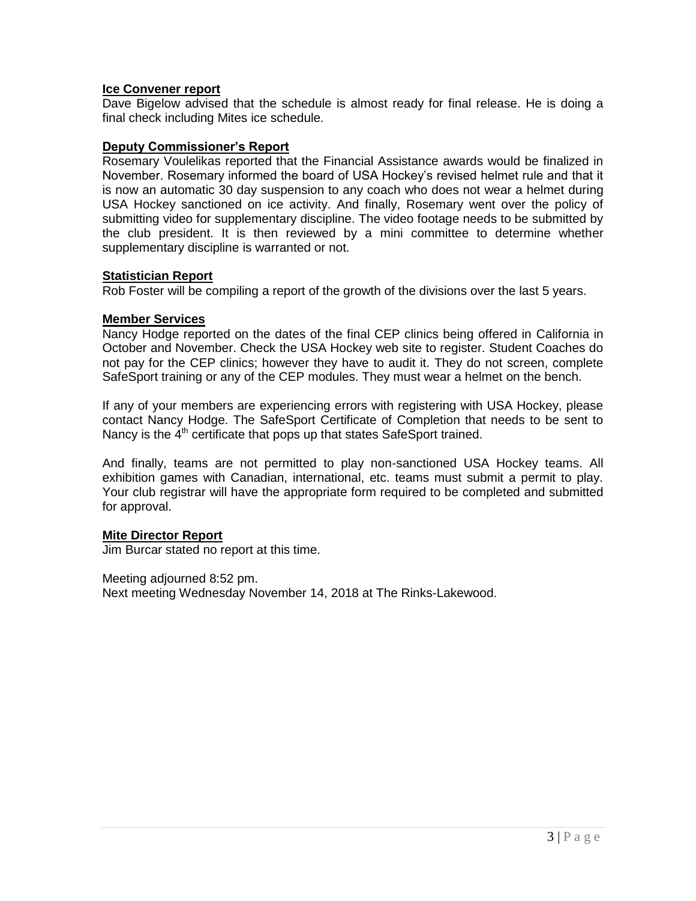**Ice Convener report**

Dave Bigelow advised that the schedule is almost ready for final release. He is doing a final check including Mites ice schedule.

**Deputy Commissioner's Report**

Rosemary Voulelikas reported that the Financial Assistance awards would be finalized in November. Rosemary informed the board of USA Hockey's revised helmet rule and that it is now an automatic 30 day suspension to any coach who does not wear a helmet during USA Hockey sanctioned on ice activity. And finally, Rosemary went over the policy of submitting video for supplementary discipline. The video footage needs to be submitted by the club president. It is then reviewed by a mini committee to determine whether supplementary discipline is warranted or not.

**Statistician Report**

Rob Foster will be compiling a report of the growth of the divisions over the last 5 years.

**Member Services**

Nancy Hodge reported on the dates of the final CEP clinics being offered in California in October and November. Check the USA Hockey web site to register. Student Coaches do not pay for the CEP clinics; however they have to audit it. They do not screen, complete SafeSport training or any of the CEP modules. They must wear a helmet on the bench.

If any of your members are experiencing errors with registering with USA Hockey, please contact Nancy Hodge. The SafeSport Certificate of Completion that needs to be sent to Nancy is the 4th certificate that pops up that states SafeSport trained.

And finally, teams are not permitted to play non-sanctioned USA Hockey teams. All exhibition games with Canadian, international, etc. teams must submit a permit to play. Your club registrar will have the appropriate form required to be completed and submitted for approval.

**Mite Director Report**

Jim Burcar stated no report at this time.

Meeting adjourned 8:52 pm.
Next meeting Wednesday November 14, 2018 at The Rinks-Lakewood.